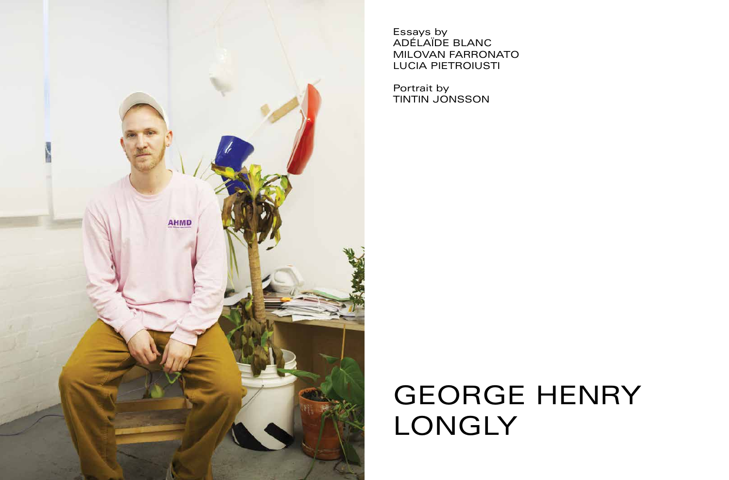Essays by
ADÉLAÏDE BLANC
MILOVAN FARRONATO
LUCIA PIETROIUSTI

Portrait by
TINTIN JONSSON

# GEORGE HENRY LONGLY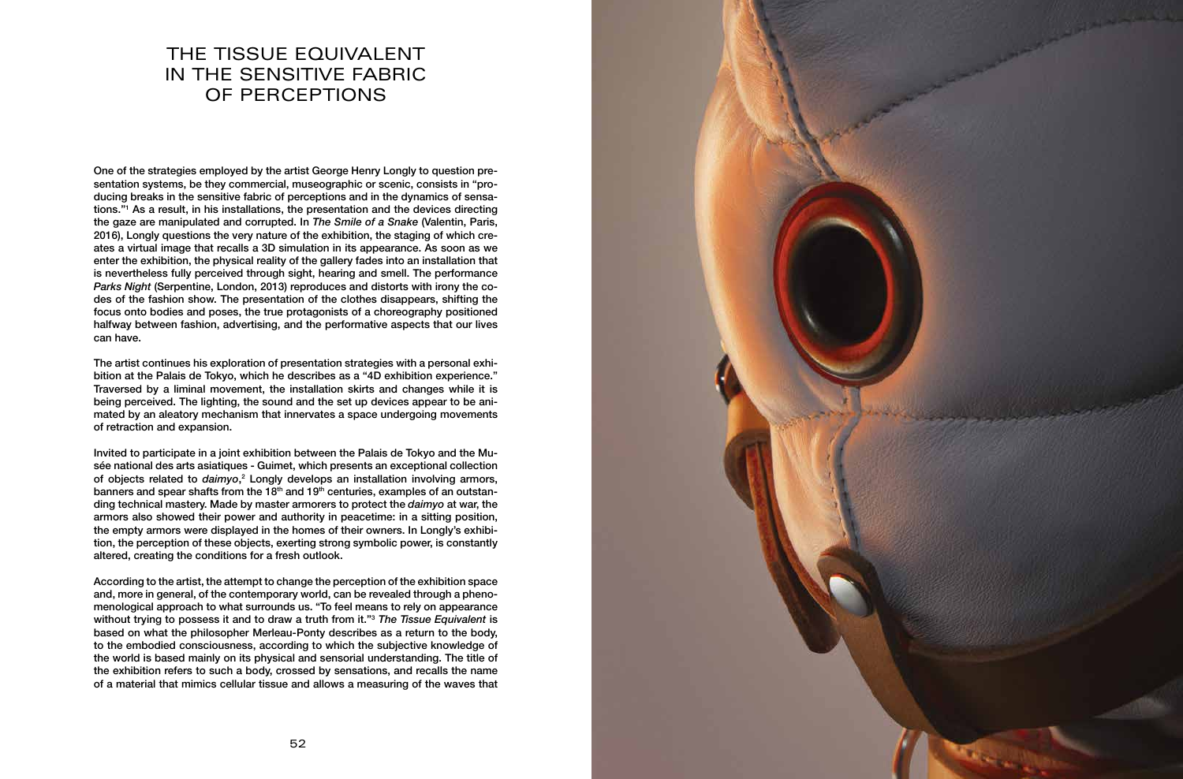# THE TISSUE EQUIVALENT IN THE SENSITIVE FABRIC OF PERCEPTIONS

**One of the strategies employed by the artist George Henry Longly to question presentation systems, be they commercial, museographic or scenic, consists in "producing breaks in the sensitive fabric of perceptions and in the dynamics of sensations."[1] As a result, in his installations, the presentation and the devices directing the gaze are manipulated and corrupted. In *The Smile of a Snake* (Valentin, Paris, 2016), Longly questions the very nature of the exhibition, the staging of which creates a virtual image that recalls a 3D simulation in its appearance. As soon as we enter the exhibition, the physical reality of the gallery fades into an installation that is nevertheless fully perceived through sight, hearing and smell. The performance *Parks Night* (Serpentine, London, 2013) reproduces and distorts with irony the codes of the fashion show. The presentation of the clothes disappears, shifting the focus onto bodies and poses, the true protagonists of a choreography positioned halfway between fashion, advertising, and the performative aspects that our lives can have.**

**The artist continues his exploration of presentation strategies with a personal exhibition at the Palais de Tokyo, which he describes as a "4D exhibition experience." Traversed by a liminal movement, the installation skirts and changes while it is being perceived. The lighting, the sound and the set up devices appear to be animated by an aleatory mechanism that innervates a space undergoing movements of retraction and expansion.**

**Invited to participate in a joint exhibition between the Palais de Tokyo and the Musée national des arts asiatiques - Guimet, which presents an exceptional collection of objects related to *daimyo*,[2] Longly develops an installation involving armors, banners and spear shafts from the 18th and 19th centuries, examples of an outstanding technical mastery. Made by master armorers to protect the *daimyo* at war, the armors also showed their power and authority in peacetime: in a sitting position, the empty armors were displayed in the homes of their owners. In Longly's exhibition, the perception of these objects, exerting strong symbolic power, is constantly altered, creating the conditions for a fresh outlook.**

**According to the artist, the attempt to change the perception of the exhibition space and, more in general, of the contemporary world, can be revealed through a phenomenological approach to what surrounds us. "To feel means to rely on appearance without trying to possess it and to draw a truth from it."[3] *The Tissue Equivalent* is based on what the philosopher Merleau-Ponty describes as a return to the body, to the embodied consciousness, according to which the subjective knowledge of the world is based mainly on its physical and sensorial understanding. The title of the exhibition refers to such a body, crossed by sensations, and recalls the name of a material that mimics cellular tissue and allows a measuring of the waves that**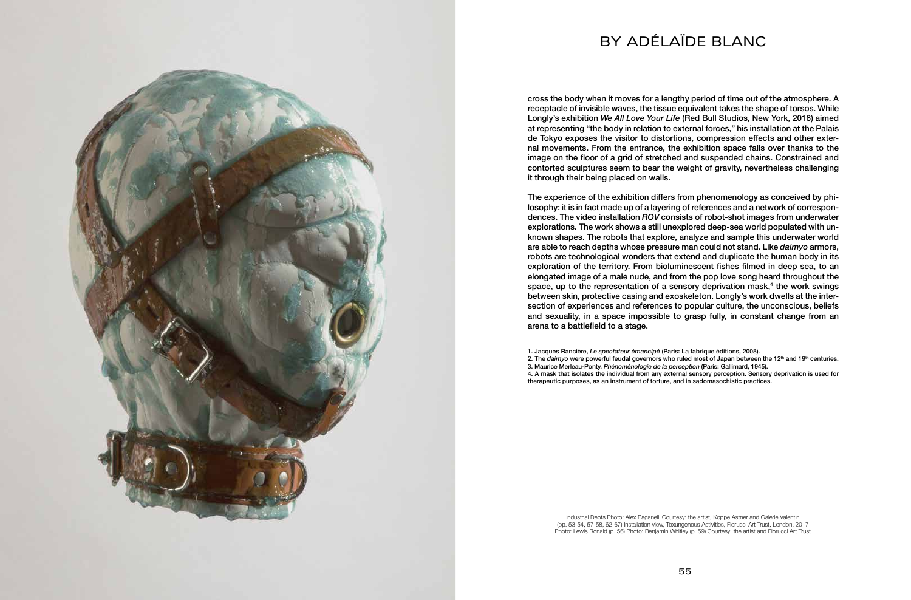# BY ADÉLAÏDE BLANC

cross the body when it moves for a lengthy period of time out of the atmosphere. A receptacle of invisible waves, the tissue equivalent takes the shape of torsos. While Longly's exhibition *We All Love Your Life* (Red Bull Studios, New York, 2016) aimed at representing "the body in relation to external forces," his installation at the Palais de Tokyo exposes the visitor to distortions, compression effects and other external movements. From the entrance, the exhibition space falls over thanks to the image on the floor of a grid of stretched and suspended chains. Constrained and contorted sculptures seem to bear the weight of gravity, nevertheless challenging it through their being placed on walls.

The experience of the exhibition differs from phenomenology as conceived by philosophy: it is in fact made up of a layering of references and a network of correspondences. The video installation *ROV* consists of robot-shot images from underwater explorations. The work shows a still unexplored deep-sea world populated with unknown shapes. The robots that explore, analyze and sample this underwater world are able to reach depths whose pressure man could not stand. Like *daimyo* armors, robots are technological wonders that extend and duplicate the human body in its exploration of the territory. From bioluminescent fishes filmed in deep sea, to an elongated image of a male nude, and from the pop love song heard throughout the space, up to the representation of a sensory deprivation mask,[4] the work swings between skin, protective casing and exoskeleton. Longly's work dwells at the intersection of experiences and references to popular culture, the unconscious, beliefs and sexuality, in a space impossible to grasp fully, in constant change from an arena to a battlefield to a stage.

1. Jacques Rancière, *Le spectateur émancipé* (Paris: La fabrique éditions, 2008).
2. The *daimyo* were powerful feudal governors who ruled most of Japan between the 12th and 19th centuries.
3. Maurice Merleau-Ponty, *Phénoménologie de la perception* (Paris: Gallimard, 1945).
4. A mask that isolates the individual from any external sensory perception. Sensory deprivation is used for therapeutic purposes, as an instrument of torture, and in sadomasochistic practices.

Industrial Debts Photo: Alex Paganelli Courtesy: the artist, Koppe Astner and Galerie Valentin (pp. 53-54, 57-58, 62-67) Installation view, Toxungenous Activities, Fiorucci Art Trust, London, 2017 Photo: Lewis Ronald (p. 56) Photo: Benjamin Whitley (p. 59) Courtesy: the artist and Fiorucci Art Trust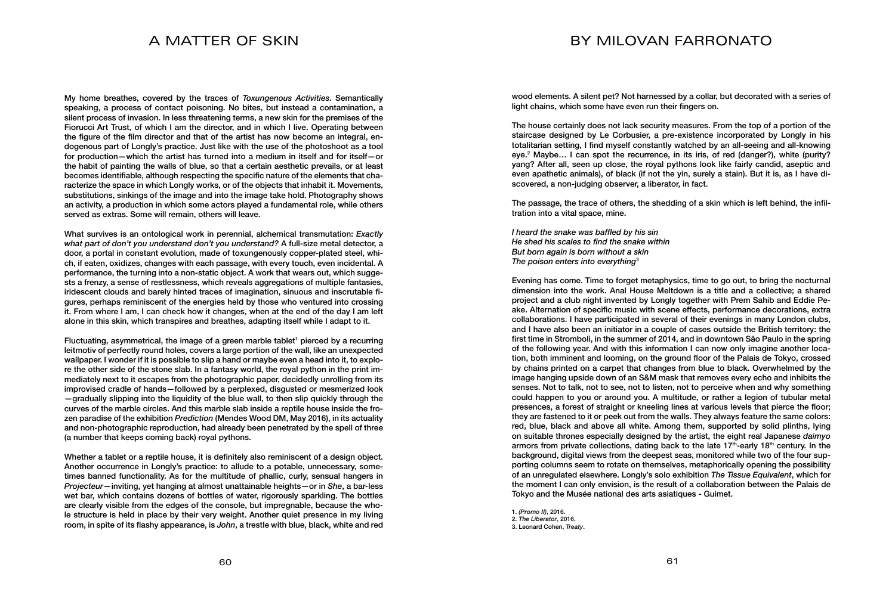# A MATTER OF SKIN

# BY MILOVAN FARRONATO

My home breathes, covered by the traces of *Toxungenous Activities*. Semantically speaking, a process of contact poisoning. No bites, but instead a contamination, a silent process of invasion. In less threatening terms, a new skin for the premises of the Fiorucci Art Trust, of which I am the director, and in which I live. Operating between the figure of the film director and that of the artist has now become an integral, endogenous part of Longly's practice. Just like with the use of the photoshoot as a tool for production—which the artist has turned into a medium in itself and for itself—or the habit of painting the walls of blue, so that a certain aesthetic prevails, or at least becomes identifiable, although respecting the specific nature of the elements that characterize the space in which Longly works, or of the objects that inhabit it. Movements, substitutions, sinkings of the image and into the image take hold. Photography shows an activity, a production in which some actors played a fundamental role, while others served as extras. Some will remain, others will leave.

What survives is an ontological work in perennial, alchemical transmutation: *Exactly what part of don't you understand don't you understand?* A full-size metal detector, a door, a portal in constant evolution, made of toxungenously copper-plated steel, which, if eaten, oxidizes, changes with each passage, with every touch, even incidental. A performance, the turning into a non-static object. A work that wears out, which suggests a frenzy, a sense of restlessness, which reveals aggregations of multiple fantasies, iridescent clouds and barely hinted traces of imagination, sinuous and inscrutable figures, perhaps reminiscent of the energies held by those who ventured into crossing it. From where I am, I can check how it changes, when at the end of the day I am left alone in this skin, which transpires and breathes, adapting itself while I adapt to it.

Fluctuating, asymmetrical, the image of a green marble tablet[1] pierced by a recurring leitmotiv of perfectly round holes, covers a large portion of the wall, like an unexpected wallpaper. I wonder if it is possible to slip a hand or maybe even a head into it, to explore the other side of the stone slab. In a fantasy world, the royal python in the print immediately next to it escapes from the photographic paper, decidedly unrolling from its improvised cradle of hands—followed by a perplexed, disgusted or mesmerized look—gradually slipping into the liquidity of the blue wall, to then slip quickly through the curves of the marble circles. And this marble slab inside a reptile house inside the frozen paradise of the exhibition *Prediction* (Mendes Wood DM, May 2016), in its actuality and non-photographic reproduction, had already been penetrated by the spell of three (a number that keeps coming back) royal pythons.

Whether a tablet or a reptile house, it is definitely also reminiscent of a design object. Another occurrence in Longly's practice: to allude to a potable, unnecessary, sometimes banned functionality. As for the multitude of phallic, curly, sensual hangers in *Projecteur*—inviting, yet hanging at almost unattainable heights—or in *She*, a bar-less wet bar, which contains dozens of bottles of water, rigorously sparkling. The bottles are clearly visible from the edges of the console, but impregnable, because the whole structure is held in place by their very weight. Another quiet presence in my living room, in spite of its flashy appearance, is *John*, a trestle with blue, black, white and red wood elements. A silent pet? Not harnessed by a collar, but decorated with a series of light chains, which some have even run their fingers on.

The house certainly does not lack security measures. From the top of a portion of the staircase designed by Le Corbusier, a pre-existence incorporated by Longly in his totalitarian setting, I find myself constantly watched by an all-seeing and all-knowing eye.[2] Maybe… I can spot the recurrence, in its iris, of red (danger?), white (purity? yang? After all, seen up close, the royal pythons look like fairly candid, aseptic and even apathetic animals), of black (if not the yin, surely a stain). But it is, as I have discovered, a non-judging observer, a liberator, in fact.

The passage, the trace of others, the shedding of a skin which is left behind, the infiltration into a vital space, mine.

***I heard the snake was baffled by his sin***
***He shed his scales to find the snake within***
***But born again is born without a skin***
***The poison enters into everything***[3]

Evening has come. Time to forget metaphysics, time to go out, to bring the nocturnal dimension into the work. Anal House Meltdown is a title and a collective; a shared project and a club night invented by Longly together with Prem Sahib and Eddie Peake. Alternation of specific music with scene effects, performance decorations, extra collaborations. I have participated in several of their evenings in many London clubs, and I have also been an initiator in a couple of cases outside the British territory: the first time in Stromboli, in the summer of 2014, and in downtown São Paulo in the spring of the following year. And with this information I can now only imagine another location, both imminent and looming, on the ground floor of the Palais de Tokyo, crossed by chains printed on a carpet that changes from blue to black. Overwhelmed by the image hanging upside down of an S&M mask that removes every echo and inhibits the senses. Not to talk, not to see, not to listen, not to perceive when and why something could happen to you or around you. A multitude, or rather a legion of tubular metal presences, a forest of straight or kneeling lines at various levels that pierce the floor; they are fastened to it or peek out from the walls. They always feature the same colors: red, blue, black and above all white. Among them, supported by solid plinths, lying on suitable thrones especially designed by the artist, the eight real Japanese *daimyo* armors from private collections, dating back to the late 17th-early 18th century. In the background, digital views from the deepest seas, monitored while two of the four supporting columns seem to rotate on themselves, metaphorically opening the possibility of an unregulated elsewhere. Longly's solo exhibition *The Tissue Equivalent*, which for the moment I can only envision, is the result of a collaboration between the Palais de Tokyo and the Musée national des arts asiatiques - Guimet.

1. *(Promo II)*, 2016.
2. *The Liberator*, 2016.
3. Leonard Cohen, *Treaty*.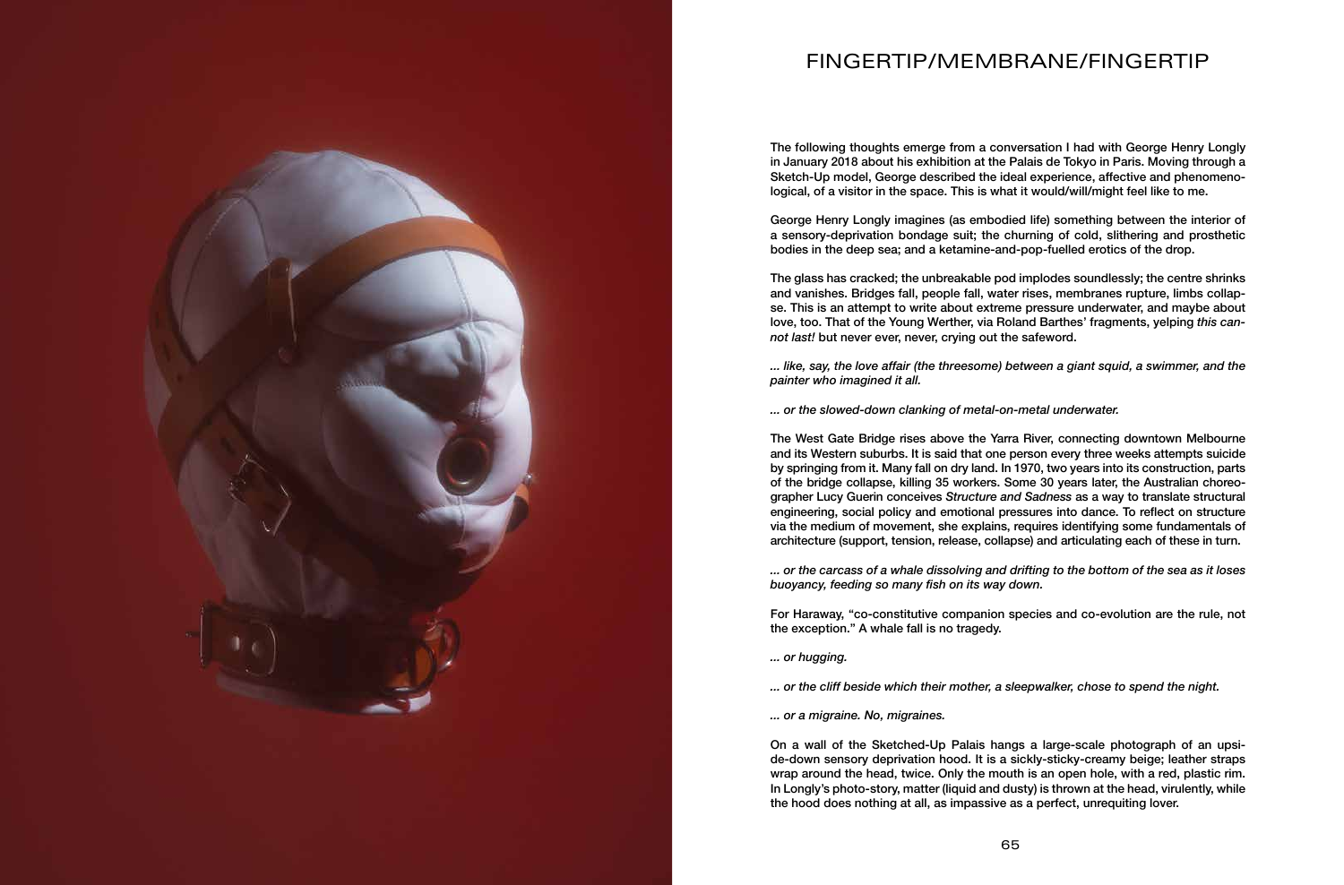# FINGERTIP/MEMBRANE/FINGERTIP

The following thoughts emerge from a conversation I had with George Henry Longly in January 2018 about his exhibition at the Palais de Tokyo in Paris. Moving through a Sketch-Up model, George described the ideal experience, affective and phenomenological, of a visitor in the space. This is what it would/will/might feel like to me.

George Henry Longly imagines (as embodied life) something between the interior of a sensory-deprivation bondage suit; the churning of cold, slithering and prosthetic bodies in the deep sea; and a ketamine-and-pop-fuelled erotics of the drop.

The glass has cracked; the unbreakable pod implodes soundlessly; the centre shrinks and vanishes. Bridges fall, people fall, water rises, membranes rupture, limbs collapse. This is an attempt to write about extreme pressure underwater, and maybe about love, too. That of the Young Werther, via Roland Barthes' fragments, yelping *this cannot last!* but never ever, never, crying out the safeword.

*... like, say, the love affair (the threesome) between a giant squid, a swimmer, and the painter who imagined it all.*

*... or the slowed-down clanking of metal-on-metal underwater.*

The West Gate Bridge rises above the Yarra River, connecting downtown Melbourne and its Western suburbs. It is said that one person every three weeks attempts suicide by springing from it. Many fall on dry land. In 1970, two years into its construction, parts of the bridge collapse, killing 35 workers. Some 30 years later, the Australian choreographer Lucy Guerin conceives *Structure and Sadness* as a way to translate structural engineering, social policy and emotional pressures into dance. To reflect on structure via the medium of movement, she explains, requires identifying some fundamentals of architecture (support, tension, release, collapse) and articulating each of these in turn.

*... or the carcass of a whale dissolving and drifting to the bottom of the sea as it loses buoyancy, feeding so many fish on its way down.*

For Haraway, "co-constitutive companion species and co-evolution are the rule, not the exception." A whale fall is no tragedy.

*... or hugging.*

*... or the cliff beside which their mother, a sleepwalker, chose to spend the night.*

*... or a migraine. No, migraines.*

On a wall of the Sketched-Up Palais hangs a large-scale photograph of an upside-down sensory deprivation hood. It is a sickly-sticky-creamy beige; leather straps wrap around the head, twice. Only the mouth is an open hole, with a red, plastic rim. In Longly's photo-story, matter (liquid and dusty) is thrown at the head, virulently, while the hood does nothing at all, as impassive as a perfect, unrequiting lover.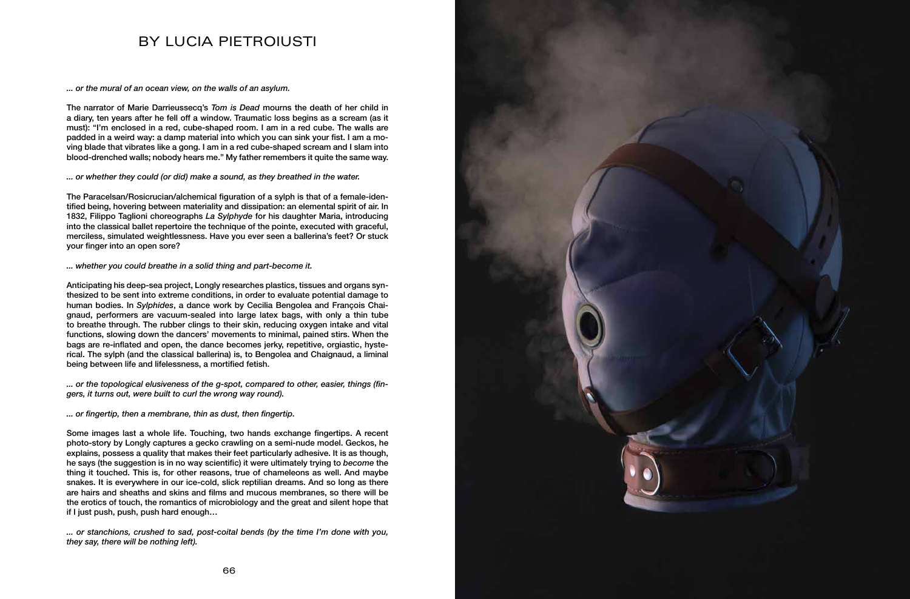# BY LUCIA PIETROIUSTI

*... or the mural of an ocean view, on the walls of an asylum.*

The narrator of Marie Darrieussecq's *Tom is Dead* mourns the death of her child in a diary, ten years after he fell off a window. Traumatic loss begins as a scream (as it must): "I'm enclosed in a red, cube-shaped room. I am in a red cube. The walls are padded in a weird way: a damp material into which you can sink your fist. I am a moving blade that vibrates like a gong. I am in a red cube-shaped scream and I slam into blood-drenched walls; nobody hears me." My father remembers it quite the same way.

*... or whether they could (or did) make a sound, as they breathed in the water.*

The Paracelsan/Rosicrucian/alchemical figuration of a sylph is that of a female-identified being, hovering between materiality and dissipation: an elemental spirit of air. In 1832, Filippo Taglioni choreographs *La Sylphyde* for his daughter Maria, introducing into the classical ballet repertoire the technique of the pointe, executed with graceful, merciless, simulated weightlessness. Have you ever seen a ballerina's feet? Or stuck your finger into an open sore?

*... whether you could breathe in a solid thing and part-become it.*

Anticipating his deep-sea project, Longly researches plastics, tissues and organs synthesized to be sent into extreme conditions, in order to evaluate potential damage to human bodies. In *Sylphides*, a dance work by Cecilia Bengolea and François Chaignaud, performers are vacuum-sealed into large latex bags, with only a thin tube to breathe through. The rubber clings to their skin, reducing oxygen intake and vital functions, slowing down the dancers' movements to minimal, pained stirs. When the bags are re-inflated and open, the dance becomes jerky, repetitive, orgiastic, hysterical. The sylph (and the classical ballerina) is, to Bengolea and Chaignaud, a liminal being between life and lifelessness, a mortified fetish.

*... or the topological elusiveness of the g-spot, compared to other, easier, things (fingers, it turns out, were built to curl the wrong way round).*

*... or fingertip, then a membrane, thin as dust, then fingertip.*

Some images last a whole life. Touching, two hands exchange fingertips. A recent photo-story by Longly captures a gecko crawling on a semi-nude model. Geckos, he explains, possess a quality that makes their feet particularly adhesive. It is as though, he says (the suggestion is in no way scientific) it were ultimately trying to *become* the thing it touched. This is, for other reasons, true of chameleons as well. And maybe snakes. It is everywhere in our ice-cold, slick reptilian dreams. And so long as there are hairs and sheaths and skins and films and mucous membranes, so there will be the erotics of touch, the romantics of microbiology and the great and silent hope that if I just push, push, push hard enough…

*... or stanchions, crushed to sad, post-coital bends (by the time I'm done with you, they say, there will be nothing left).*